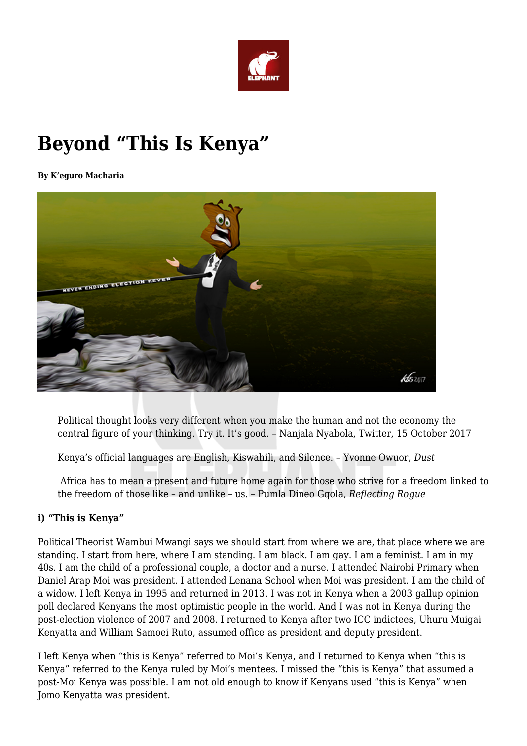# Beyond "This Is Kenya"

**By K'eguro Macharia**

> Political thought looks very different when you make the human and not the economy the central figure of your thinking. Try it. It's good. – Nanjala Nyabola, Twitter, 15 October 2017

> Kenya's official languages are English, Kiswahili, and Silence. – Yvonne Owuor, *Dust*

> Africa has to mean a present and future home again for those who strive for a freedom linked to the freedom of those like – and unlike – us. – Pumla Dineo Gqola, *Reflecting Rogue*

**i) "This is Kenya"**

Political Theorist Wambui Mwangi says we should start from where we are, that place where we are standing. I start from here, where I am standing. I am black. I am gay. I am a feminist. I am in my 40s. I am the child of a professional couple, a doctor and a nurse. I attended Nairobi Primary when Daniel Arap Moi was president. I attended Lenana School when Moi was president. I am the child of a widow. I left Kenya in 1995 and returned in 2013. I was not in Kenya when a 2003 gallup opinion poll declared Kenyans the most optimistic people in the world. And I was not in Kenya during the post-election violence of 2007 and 2008. I returned to Kenya after two ICC indictees, Uhuru Muigai Kenyatta and William Samoei Ruto, assumed office as president and deputy president.

I left Kenya when "this is Kenya" referred to Moi's Kenya, and I returned to Kenya when "this is Kenya" referred to the Kenya ruled by Moi's mentees. I missed the "this is Kenya" that assumed a post-Moi Kenya was possible. I am not old enough to know if Kenyans used "this is Kenya" when Jomo Kenyatta was president.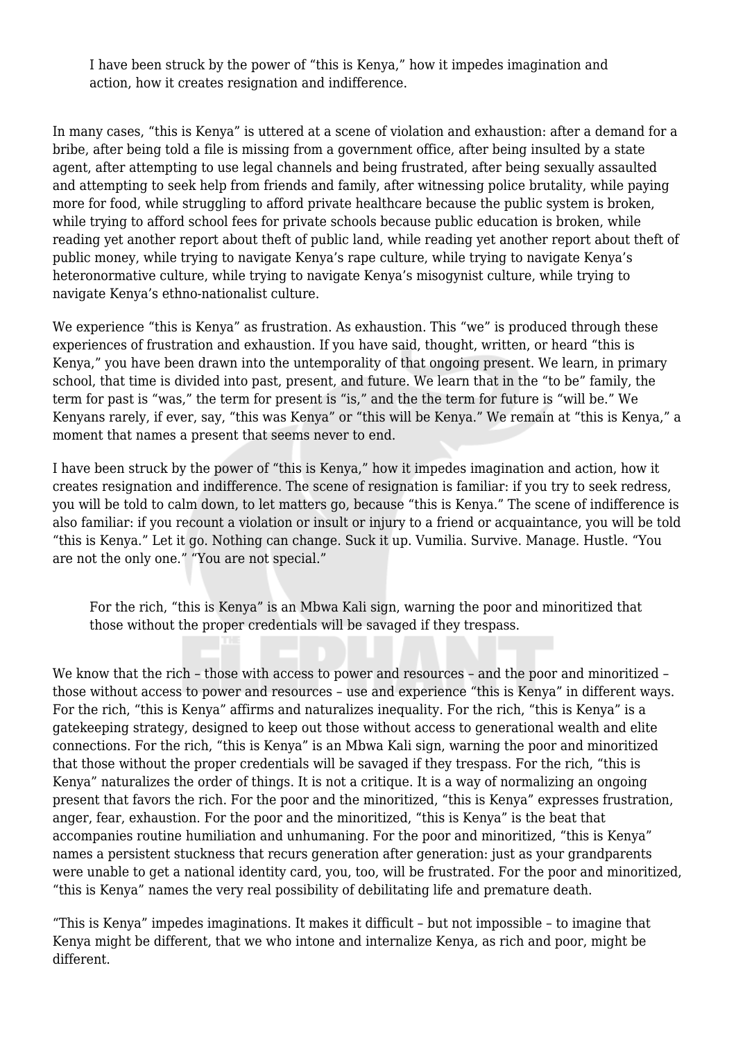> I have been struck by the power of "this is Kenya," how it impedes imagination and action, how it creates resignation and indifference.

In many cases, "this is Kenya" is uttered at a scene of violation and exhaustion: after a demand for a bribe, after being told a file is missing from a government office, after being insulted by a state agent, after attempting to use legal channels and being frustrated, after being sexually assaulted and attempting to seek help from friends and family, after witnessing police brutality, while paying more for food, while struggling to afford private healthcare because the public system is broken, while trying to afford school fees for private schools because public education is broken, while reading yet another report about theft of public land, while reading yet another report about theft of public money, while trying to navigate Kenya's rape culture, while trying to navigate Kenya's heteronormative culture, while trying to navigate Kenya's misogynist culture, while trying to navigate Kenya's ethno-nationalist culture.

We experience "this is Kenya" as frustration. As exhaustion. This "we" is produced through these experiences of frustration and exhaustion. If you have said, thought, written, or heard "this is Kenya," you have been drawn into the untemporality of that ongoing present. We learn, in primary school, that time is divided into past, present, and future. We learn that in the "to be" family, the term for past is "was," the term for present is "is," and the the term for future is "will be." We Kenyans rarely, if ever, say, "this was Kenya" or "this will be Kenya." We remain at "this is Kenya," a moment that names a present that seems never to end.

I have been struck by the power of "this is Kenya," how it impedes imagination and action, how it creates resignation and indifference. The scene of resignation is familiar: if you try to seek redress, you will be told to calm down, to let matters go, because "this is Kenya." The scene of indifference is also familiar: if you recount a violation or insult or injury to a friend or acquaintance, you will be told "this is Kenya." Let it go. Nothing can change. Suck it up. Vumilia. Survive. Manage. Hustle. "You are not the only one." "You are not special."

> For the rich, "this is Kenya" is an Mbwa Kali sign, warning the poor and minoritized that those without the proper credentials will be savaged if they trespass.

We know that the rich – those with access to power and resources – and the poor and minoritized – those without access to power and resources – use and experience "this is Kenya" in different ways. For the rich, "this is Kenya" affirms and naturalizes inequality. For the rich, "this is Kenya" is a gatekeeping strategy, designed to keep out those without access to generational wealth and elite connections. For the rich, "this is Kenya" is an Mbwa Kali sign, warning the poor and minoritized that those without the proper credentials will be savaged if they trespass. For the rich, "this is Kenya" naturalizes the order of things. It is not a critique. It is a way of normalizing an ongoing present that favors the rich. For the poor and the minoritized, "this is Kenya" expresses frustration, anger, fear, exhaustion. For the poor and the minoritized, "this is Kenya" is the beat that accompanies routine humiliation and unhumaning. For the poor and minoritized, "this is Kenya" names a persistent stuckness that recurs generation after generation: just as your grandparents were unable to get a national identity card, you, too, will be frustrated. For the poor and minoritized, "this is Kenya" names the very real possibility of debilitating life and premature death.

"This is Kenya" impedes imaginations. It makes it difficult – but not impossible – to imagine that Kenya might be different, that we who intone and internalize Kenya, as rich and poor, might be different.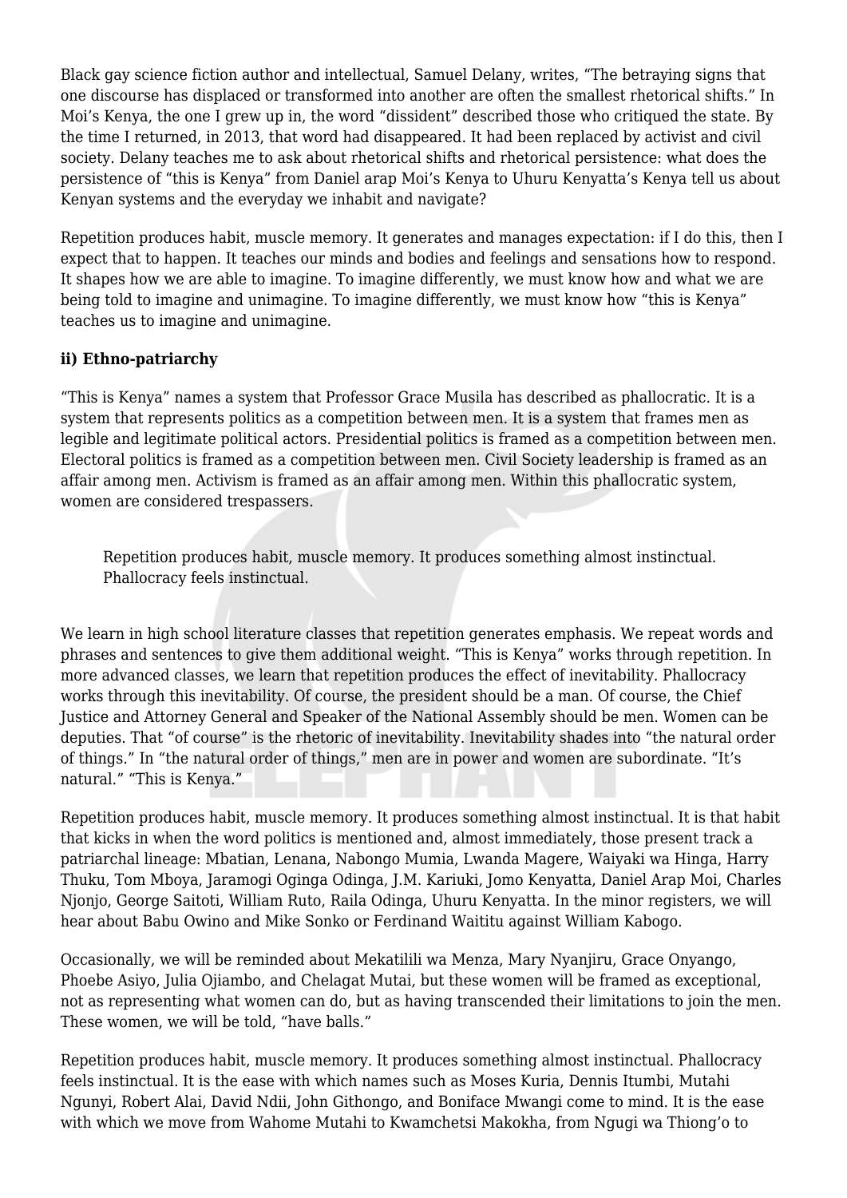Black gay science fiction author and intellectual, Samuel Delany, writes, "The betraying signs that one discourse has displaced or transformed into another are often the smallest rhetorical shifts." In Moi's Kenya, the one I grew up in, the word "dissident" described those who critiqued the state. By the time I returned, in 2013, that word had disappeared. It had been replaced by activist and civil society. Delany teaches me to ask about rhetorical shifts and rhetorical persistence: what does the persistence of "this is Kenya" from Daniel arap Moi's Kenya to Uhuru Kenyatta's Kenya tell us about Kenyan systems and the everyday we inhabit and navigate?

Repetition produces habit, muscle memory. It generates and manages expectation: if I do this, then I expect that to happen. It teaches our minds and bodies and feelings and sensations how to respond. It shapes how we are able to imagine. To imagine differently, we must know how and what we are being told to imagine and unimagine. To imagine differently, we must know how "this is Kenya" teaches us to imagine and unimagine.

**ii) Ethno-patriarchy**

"This is Kenya" names a system that Professor Grace Musila has described as phallocratic. It is a system that represents politics as a competition between men. It is a system that frames men as legible and legitimate political actors. Presidential politics is framed as a competition between men. Electoral politics is framed as a competition between men. Civil Society leadership is framed as an affair among men. Activism is framed as an affair among men. Within this phallocratic system, women are considered trespassers.

> Repetition produces habit, muscle memory. It produces something almost instinctual. Phallocracy feels instinctual.

We learn in high school literature classes that repetition generates emphasis. We repeat words and phrases and sentences to give them additional weight. "This is Kenya" works through repetition. In more advanced classes, we learn that repetition produces the effect of inevitability. Phallocracy works through this inevitability. Of course, the president should be a man. Of course, the Chief Justice and Attorney General and Speaker of the National Assembly should be men. Women can be deputies. That "of course" is the rhetoric of inevitability. Inevitability shades into "the natural order of things." In "the natural order of things," men are in power and women are subordinate. "It's natural." "This is Kenya."

Repetition produces habit, muscle memory. It produces something almost instinctual. It is that habit that kicks in when the word politics is mentioned and, almost immediately, those present track a patriarchal lineage: Mbatian, Lenana, Nabongo Mumia, Lwanda Magere, Waiyaki wa Hinga, Harry Thuku, Tom Mboya, Jaramogi Oginga Odinga, J.M. Kariuki, Jomo Kenyatta, Daniel Arap Moi, Charles Njonjo, George Saitoti, William Ruto, Raila Odinga, Uhuru Kenyatta. In the minor registers, we will hear about Babu Owino and Mike Sonko or Ferdinand Waititu against William Kabogo.

Occasionally, we will be reminded about Mekatilili wa Menza, Mary Nyanjiru, Grace Onyango, Phoebe Asiyo, Julia Ojiambo, and Chelagat Mutai, but these women will be framed as exceptional, not as representing what women can do, but as having transcended their limitations to join the men. These women, we will be told, "have balls."

Repetition produces habit, muscle memory. It produces something almost instinctual. Phallocracy feels instinctual. It is the ease with which names such as Moses Kuria, Dennis Itumbi, Mutahi Ngunyi, Robert Alai, David Ndii, John Githongo, and Boniface Mwangi come to mind. It is the ease with which we move from Wahome Mutahi to Kwamchetsi Makokha, from Ngugi wa Thiong'o to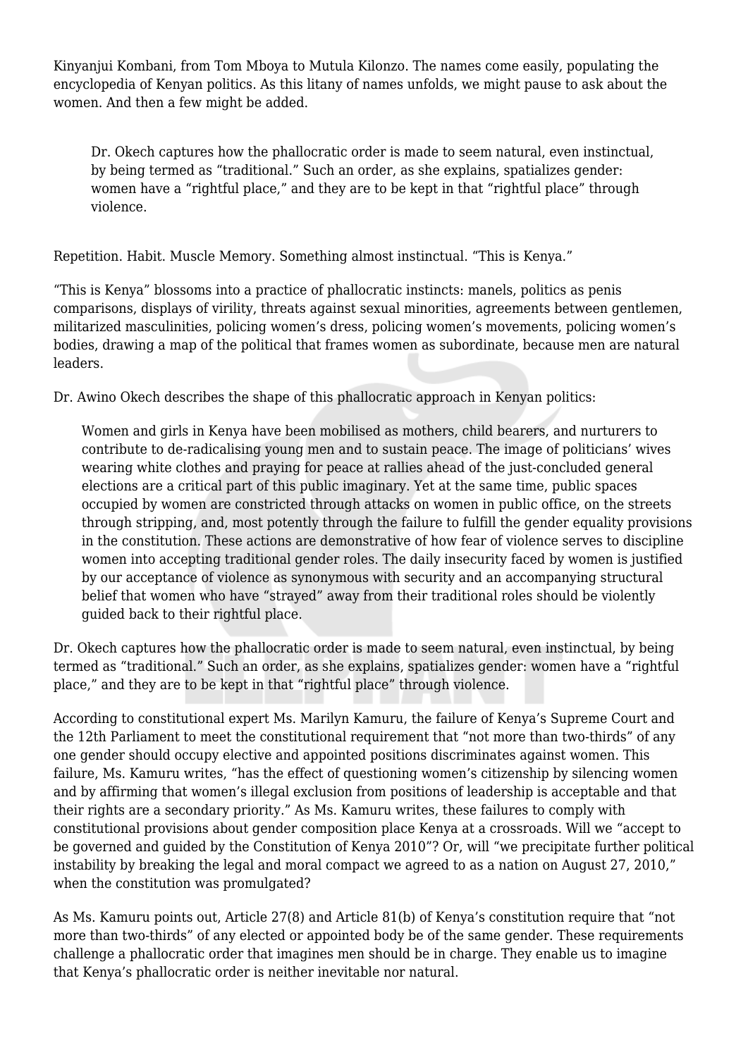Kinyanjui Kombani, from Tom Mboya to Mutula Kilonzo. The names come easily, populating the encyclopedia of Kenyan politics. As this litany of names unfolds, we might pause to ask about the women. And then a few might be added.

> Dr. Okech captures how the phallocratic order is made to seem natural, even instinctual, by being termed as "traditional." Such an order, as she explains, spatializes gender: women have a "rightful place," and they are to be kept in that "rightful place" through violence.

Repetition. Habit. Muscle Memory. Something almost instinctual. "This is Kenya."

"This is Kenya" blossoms into a practice of phallocratic instincts: manels, politics as penis comparisons, displays of virility, threats against sexual minorities, agreements between gentlemen, militarized masculinities, policing women's dress, policing women's movements, policing women's bodies, drawing a map of the political that frames women as subordinate, because men are natural leaders.

Dr. Awino Okech describes the shape of this phallocratic approach in Kenyan politics:

> Women and girls in Kenya have been mobilised as mothers, child bearers, and nurturers to contribute to de-radicalising young men and to sustain peace. The image of politicians' wives wearing white clothes and praying for peace at rallies ahead of the just-concluded general elections are a critical part of this public imaginary. Yet at the same time, public spaces occupied by women are constricted through attacks on women in public office, on the streets through stripping, and, most potently through the failure to fulfill the gender equality provisions in the constitution. These actions are demonstrative of how fear of violence serves to discipline women into accepting traditional gender roles. The daily insecurity faced by women is justified by our acceptance of violence as synonymous with security and an accompanying structural belief that women who have "strayed" away from their traditional roles should be violently guided back to their rightful place.

Dr. Okech captures how the phallocratic order is made to seem natural, even instinctual, by being termed as "traditional." Such an order, as she explains, spatializes gender: women have a "rightful place," and they are to be kept in that "rightful place" through violence.

According to constitutional expert Ms. Marilyn Kamuru, the failure of Kenya's Supreme Court and the 12th Parliament to meet the constitutional requirement that "not more than two-thirds" of any one gender should occupy elective and appointed positions discriminates against women. This failure, Ms. Kamuru writes, "has the effect of questioning women's citizenship by silencing women and by affirming that women's illegal exclusion from positions of leadership is acceptable and that their rights are a secondary priority." As Ms. Kamuru writes, these failures to comply with constitutional provisions about gender composition place Kenya at a crossroads. Will we "accept to be governed and guided by the Constitution of Kenya 2010"? Or, will "we precipitate further political instability by breaking the legal and moral compact we agreed to as a nation on August 27, 2010," when the constitution was promulgated?

As Ms. Kamuru points out, Article 27(8) and Article 81(b) of Kenya's constitution require that "not more than two-thirds" of any elected or appointed body be of the same gender. These requirements challenge a phallocratic order that imagines men should be in charge. They enable us to imagine that Kenya's phallocratic order is neither inevitable nor natural.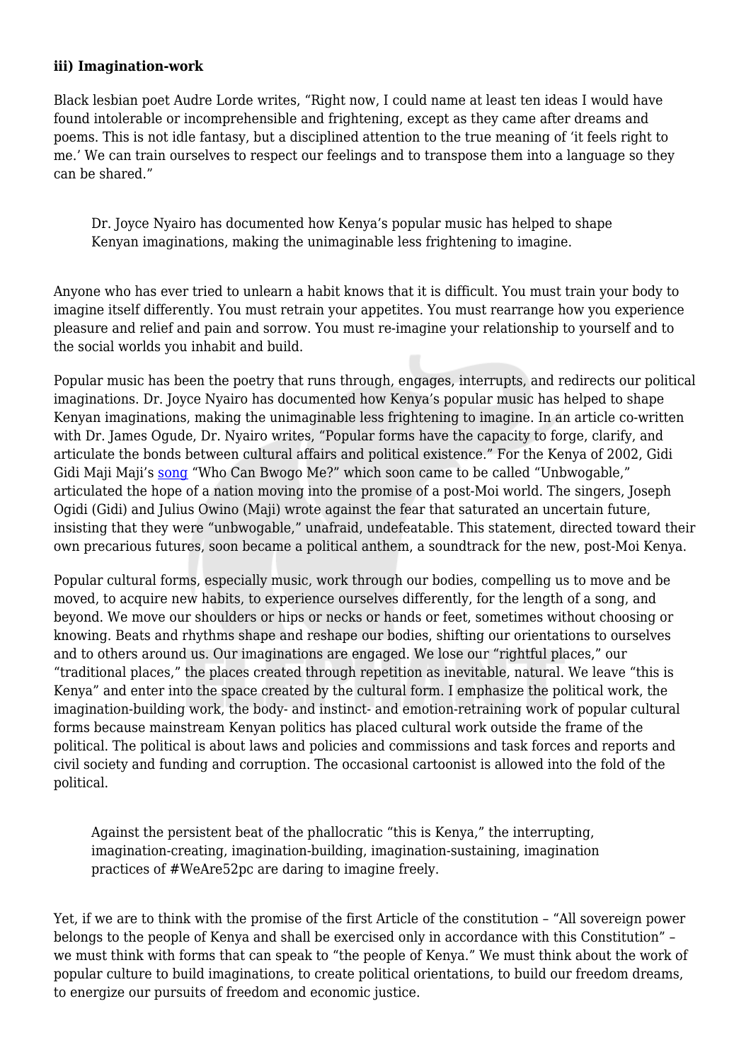**iii) Imagination-work**

Black lesbian poet Audre Lorde writes, "Right now, I could name at least ten ideas I would have found intolerable or incomprehensible and frightening, except as they came after dreams and poems. This is not idle fantasy, but a disciplined attention to the true meaning of 'it feels right to me.' We can train ourselves to respect our feelings and to transpose them into a language so they can be shared."

> Dr. Joyce Nyairo has documented how Kenya's popular music has helped to shape Kenyan imaginations, making the unimaginable less frightening to imagine.

Anyone who has ever tried to unlearn a habit knows that it is difficult. You must train your body to imagine itself differently. You must retrain your appetites. You must rearrange how you experience pleasure and relief and pain and sorrow. You must re-imagine your relationship to yourself and to the social worlds you inhabit and build.

Popular music has been the poetry that runs through, engages, interrupts, and redirects our political imaginations. Dr. Joyce Nyairo has documented how Kenya's popular music has helped to shape Kenyan imaginations, making the unimaginable less frightening to imagine. In an article co-written with Dr. James Ogude, Dr. Nyairo writes, "Popular forms have the capacity to forge, clarify, and articulate the bonds between cultural affairs and political existence." For the Kenya of 2002, Gidi Gidi Maji Maji's song "Who Can Bwogo Me?" which soon came to be called "Unbwogable," articulated the hope of a nation moving into the promise of a post-Moi world. The singers, Joseph Ogidi (Gidi) and Julius Owino (Maji) wrote against the fear that saturated an uncertain future, insisting that they were "unbwogable," unafraid, undefeatable. This statement, directed toward their own precarious futures, soon became a political anthem, a soundtrack for the new, post-Moi Kenya.

Popular cultural forms, especially music, work through our bodies, compelling us to move and be moved, to acquire new habits, to experience ourselves differently, for the length of a song, and beyond. We move our shoulders or hips or necks or hands or feet, sometimes without choosing or knowing. Beats and rhythms shape and reshape our bodies, shifting our orientations to ourselves and to others around us. Our imaginations are engaged. We lose our "rightful places," our "traditional places," the places created through repetition as inevitable, natural. We leave "this is Kenya" and enter into the space created by the cultural form. I emphasize the political work, the imagination-building work, the body- and instinct- and emotion-retraining work of popular cultural forms because mainstream Kenyan politics has placed cultural work outside the frame of the political. The political is about laws and policies and commissions and task forces and reports and civil society and funding and corruption. The occasional cartoonist is allowed into the fold of the political.

> Against the persistent beat of the phallocratic "this is Kenya," the interrupting, imagination-creating, imagination-building, imagination-sustaining, imagination practices of #WeAre52pc are daring to imagine freely.

Yet, if we are to think with the promise of the first Article of the constitution – "All sovereign power belongs to the people of Kenya and shall be exercised only in accordance with this Constitution" – we must think with forms that can speak to "the people of Kenya." We must think about the work of popular culture to build imaginations, to create political orientations, to build our freedom dreams, to energize our pursuits of freedom and economic justice.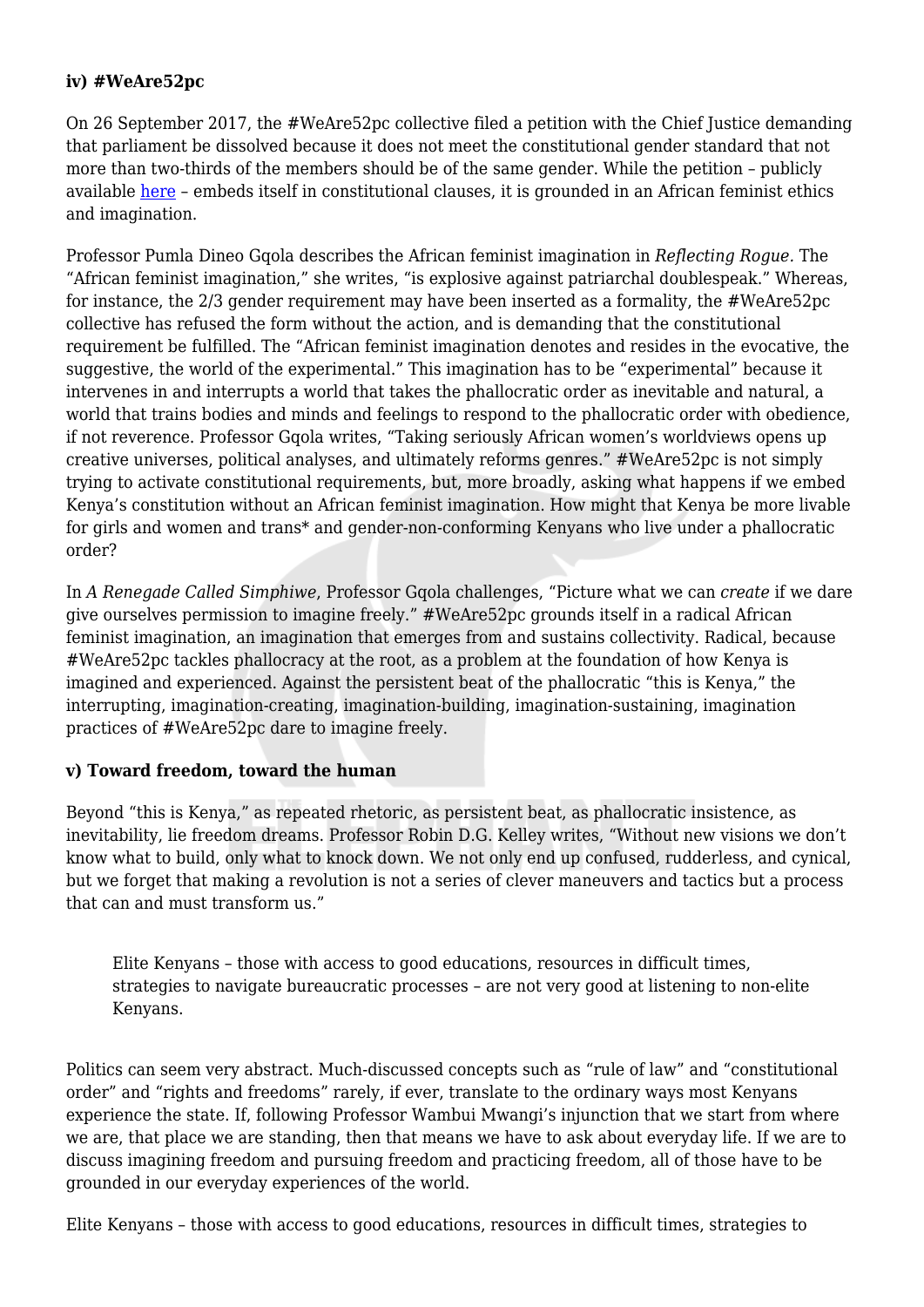**iv) #WeAre52pc**

On 26 September 2017, the #WeAre52pc collective filed a petition with the Chief Justice demanding that parliament be dissolved because it does not meet the constitutional gender standard that not more than two-thirds of the members should be of the same gender. While the petition – publicly available [here](#) – embeds itself in constitutional clauses, it is grounded in an African feminist ethics and imagination.

Professor Pumla Dineo Gqola describes the African feminist imagination in *Reflecting Rogue*. The "African feminist imagination," she writes, "is explosive against patriarchal doublespeak." Whereas, for instance, the 2/3 gender requirement may have been inserted as a formality, the #WeAre52pc collective has refused the form without the action, and is demanding that the constitutional requirement be fulfilled. The "African feminist imagination denotes and resides in the evocative, the suggestive, the world of the experimental." This imagination has to be "experimental" because it intervenes in and interrupts a world that takes the phallocratic order as inevitable and natural, a world that trains bodies and minds and feelings to respond to the phallocratic order with obedience, if not reverence. Professor Gqola writes, "Taking seriously African women's worldviews opens up creative universes, political analyses, and ultimately reforms genres." #WeAre52pc is not simply trying to activate constitutional requirements, but, more broadly, asking what happens if we embed Kenya's constitution without an African feminist imagination. How might that Kenya be more livable for girls and women and trans* and gender-non-conforming Kenyans who live under a phallocratic order?

In *A Renegade Called Simphiwe*, Professor Gqola challenges, "Picture what we can *create* if we dare give ourselves permission to imagine freely." #WeAre52pc grounds itself in a radical African feminist imagination, an imagination that emerges from and sustains collectivity. Radical, because #WeAre52pc tackles phallocracy at the root, as a problem at the foundation of how Kenya is imagined and experienced. Against the persistent beat of the phallocratic "this is Kenya," the interrupting, imagination-creating, imagination-building, imagination-sustaining, imagination practices of #WeAre52pc dare to imagine freely.

**v) Toward freedom, toward the human**

Beyond "this is Kenya," as repeated rhetoric, as persistent beat, as phallocratic insistence, as inevitability, lie freedom dreams. Professor Robin D.G. Kelley writes, "Without new visions we don't know what to build, only what to knock down. We not only end up confused, rudderless, and cynical, but we forget that making a revolution is not a series of clever maneuvers and tactics but a process that can and must transform us."

> Elite Kenyans – those with access to good educations, resources in difficult times, strategies to navigate bureaucratic processes – are not very good at listening to non-elite Kenyans.

Politics can seem very abstract. Much-discussed concepts such as "rule of law" and "constitutional order" and "rights and freedoms" rarely, if ever, translate to the ordinary ways most Kenyans experience the state. If, following Professor Wambui Mwangi's injunction that we start from where we are, that place we are standing, then that means we have to ask about everyday life. If we are to discuss imagining freedom and pursuing freedom and practicing freedom, all of those have to be grounded in our everyday experiences of the world.

Elite Kenyans – those with access to good educations, resources in difficult times, strategies to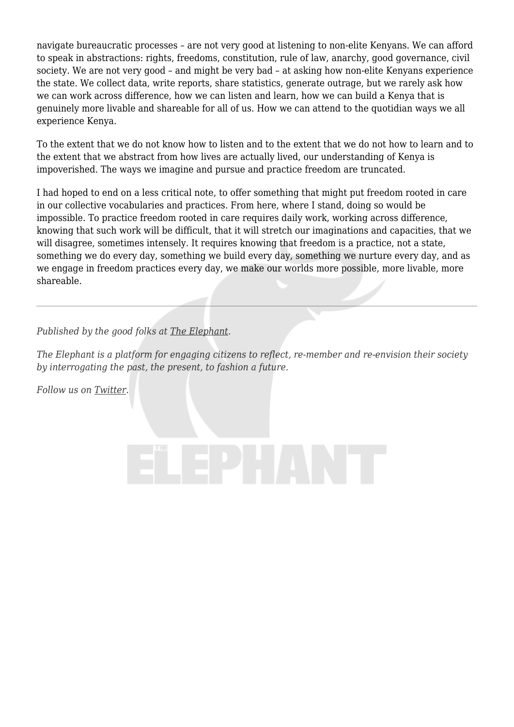navigate bureaucratic processes – are not very good at listening to non-elite Kenyans. We can afford to speak in abstractions: rights, freedoms, constitution, rule of law, anarchy, good governance, civil society. We are not very good – and might be very bad – at asking how non-elite Kenyans experience the state. We collect data, write reports, share statistics, generate outrage, but we rarely ask how we can work across difference, how we can listen and learn, how we can build a Kenya that is genuinely more livable and shareable for all of us. How we can attend to the quotidian ways we all experience Kenya.

To the extent that we do not know how to listen and to the extent that we do not how to learn and to the extent that we abstract from how lives are actually lived, our understanding of Kenya is impoverished. The ways we imagine and pursue and practice freedom are truncated.

I had hoped to end on a less critical note, to offer something that might put freedom rooted in care in our collective vocabularies and practices. From here, where I stand, doing so would be impossible. To practice freedom rooted in care requires daily work, working across difference, knowing that such work will be difficult, that it will stretch our imaginations and capacities, that we will disagree, sometimes intensely. It requires knowing that freedom is a practice, not a state, something we do every day, something we build every day, something we nurture every day, and as we engage in freedom practices every day, we make our worlds more possible, more livable, more shareable.

---

*Published by the good folks at The Elephant.*

*The Elephant is a platform for engaging citizens to reflect, re-member and re-envision their society by interrogating the past, the present, to fashion a future.*

*Follow us on Twitter.*